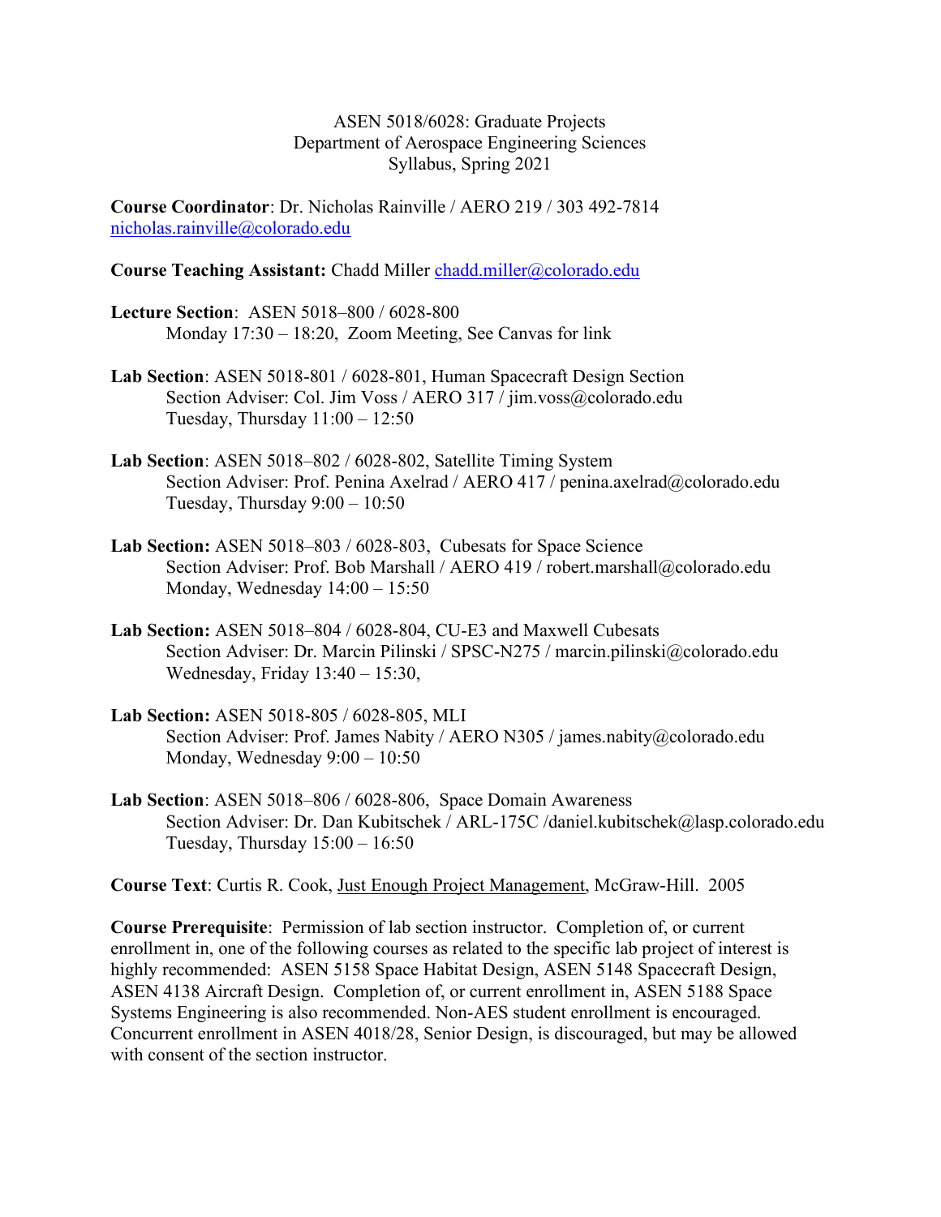ASEN 5018/6028: Graduate Projects
Department of Aerospace Engineering Sciences
Syllabus, Spring 2021

**Course Coordinator**: Dr. Nicholas Rainville / AERO 219 / 303 492-7814
nicholas.rainville@colorado.edu

**Course Teaching Assistant:** Chadd Miller chadd.miller@colorado.edu

**Lecture Section**: ASEN 5018–800 / 6028-800
Monday 17:30 – 18:20, Zoom Meeting, See Canvas for link

**Lab Section**: ASEN 5018-801 / 6028-801, Human Spacecraft Design Section
Section Adviser: Col. Jim Voss / AERO 317 / jim.voss@colorado.edu
Tuesday, Thursday 11:00 – 12:50

**Lab Section**: ASEN 5018–802 / 6028-802, Satellite Timing System
Section Adviser: Prof. Penina Axelrad / AERO 417 / penina.axelrad@colorado.edu
Tuesday, Thursday 9:00 – 10:50

**Lab Section:** ASEN 5018–803 / 6028-803, Cubesats for Space Science
Section Adviser: Prof. Bob Marshall / AERO 419 / robert.marshall@colorado.edu
Monday, Wednesday 14:00 – 15:50

**Lab Section:** ASEN 5018–804 / 6028-804, CU-E3 and Maxwell Cubesats
Section Adviser: Dr. Marcin Pilinski / SPSC-N275 / marcin.pilinski@colorado.edu
Wednesday, Friday 13:40 – 15:30,

**Lab Section:** ASEN 5018-805 / 6028-805, MLI
Section Adviser: Prof. James Nabity / AERO N305 / james.nabity@colorado.edu
Monday, Wednesday 9:00 – 10:50

**Lab Section**: ASEN 5018–806 / 6028-806, Space Domain Awareness
Section Adviser: Dr. Dan Kubitschek / ARL-175C /daniel.kubitschek@lasp.colorado.edu
Tuesday, Thursday 15:00 – 16:50

**Course Text**: Curtis R. Cook, Just Enough Project Management, McGraw-Hill. 2005

**Course Prerequisite**: Permission of lab section instructor. Completion of, or current enrollment in, one of the following courses as related to the specific lab project of interest is highly recommended: ASEN 5158 Space Habitat Design, ASEN 5148 Spacecraft Design, ASEN 4138 Aircraft Design. Completion of, or current enrollment in, ASEN 5188 Space Systems Engineering is also recommended. Non-AES student enrollment is encouraged. Concurrent enrollment in ASEN 4018/28, Senior Design, is discouraged, but may be allowed with consent of the section instructor.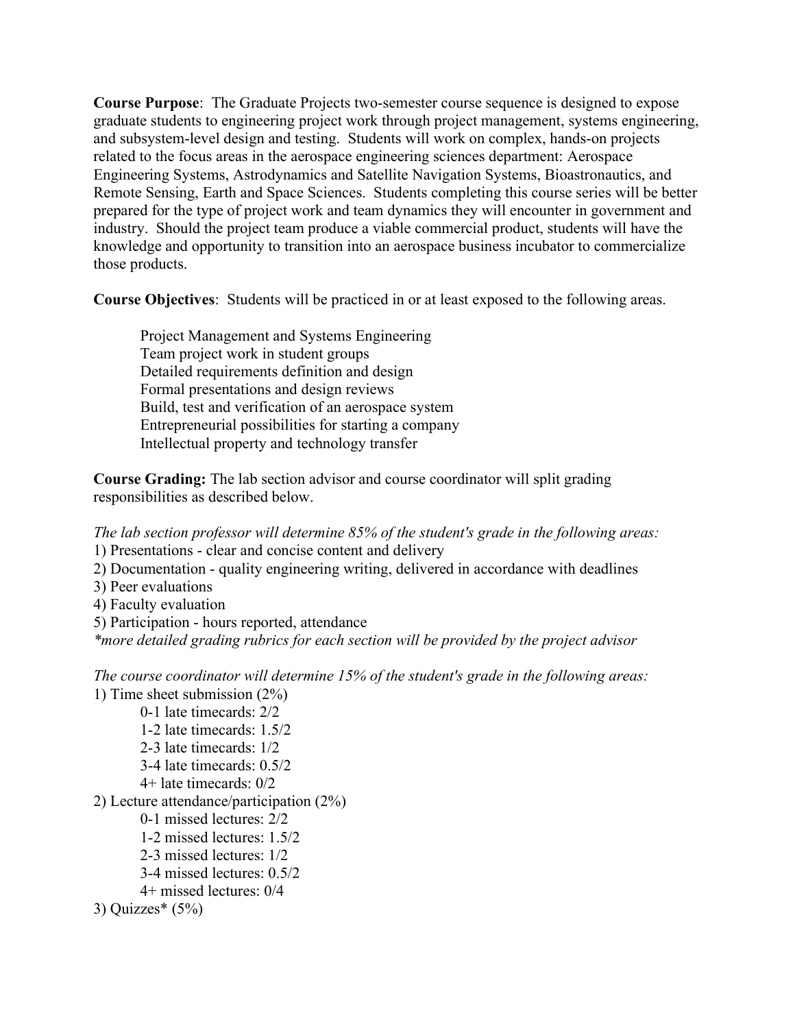**Course Purpose**: The Graduate Projects two-semester course sequence is designed to expose graduate students to engineering project work through project management, systems engineering, and subsystem-level design and testing. Students will work on complex, hands-on projects related to the focus areas in the aerospace engineering sciences department: Aerospace Engineering Systems, Astrodynamics and Satellite Navigation Systems, Bioastronautics, and Remote Sensing, Earth and Space Sciences. Students completing this course series will be better prepared for the type of project work and team dynamics they will encounter in government and industry. Should the project team produce a viable commercial product, students will have the knowledge and opportunity to transition into an aerospace business incubator to commercialize those products.

**Course Objectives**: Students will be practiced in or at least exposed to the following areas.

- Project Management and Systems Engineering
- Team project work in student groups
- Detailed requirements definition and design
- Formal presentations and design reviews
- Build, test and verification of an aerospace system
- Entrepreneurial possibilities for starting a company
- Intellectual property and technology transfer

**Course Grading:** The lab section advisor and course coordinator will split grading responsibilities as described below.

*The lab section professor will determine 85% of the student's grade in the following areas:*

1) Presentations - clear and concise content and delivery
2) Documentation - quality engineering writing, delivered in accordance with deadlines
3) Peer evaluations
4) Faculty evaluation
5) Participation - hours reported, attendance

*\*more detailed grading rubrics for each section will be provided by the project advisor*

*The course coordinator will determine 15% of the student's grade in the following areas:*

1) Time sheet submission (2%)
    - 0-1 late timecards: 2/2
    - 1-2 late timecards: 1.5/2
    - 2-3 late timecards: 1/2
    - 3-4 late timecards: 0.5/2
    - 4+ late timecards: 0/2
2) Lecture attendance/participation (2%)
    - 0-1 missed lectures: 2/2
    - 1-2 missed lectures: 1.5/2
    - 2-3 missed lectures: 1/2
    - 3-4 missed lectures: 0.5/2
    - 4+ missed lectures: 0/4
3) Quizzes* (5%)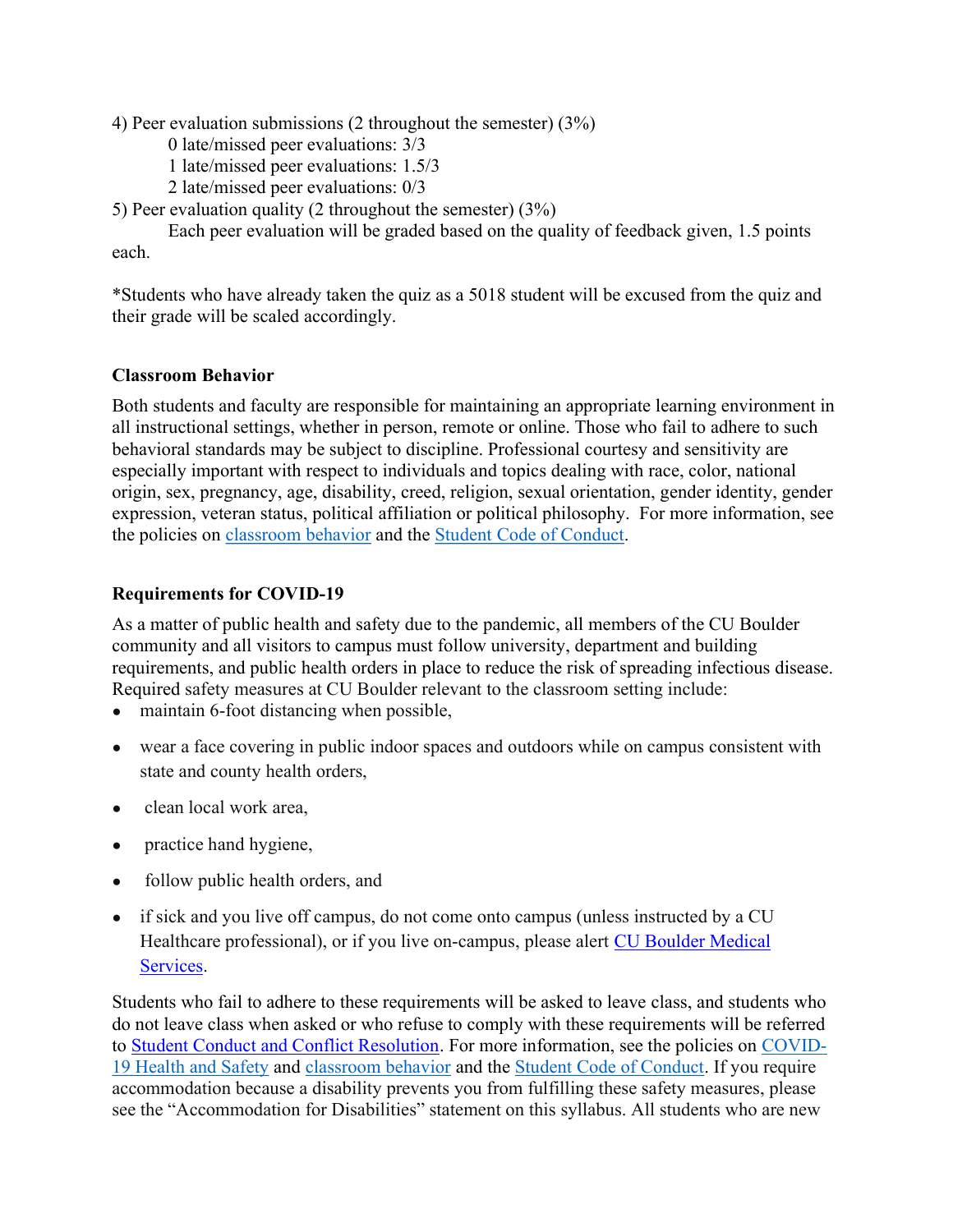4) Peer evaluation submissions (2 throughout the semester) (3%)

  0 late/missed peer evaluations: 3/3
  1 late/missed peer evaluations: 1.5/3
  2 late/missed peer evaluations: 0/3

5) Peer evaluation quality (2 throughout the semester) (3%)

  Each peer evaluation will be graded based on the quality of feedback given, 1.5 points each.

*Students who have already taken the quiz as a 5018 student will be excused from the quiz and their grade will be scaled accordingly.

**Classroom Behavior**

Both students and faculty are responsible for maintaining an appropriate learning environment in all instructional settings, whether in person, remote or online. Those who fail to adhere to such behavioral standards may be subject to discipline. Professional courtesy and sensitivity are especially important with respect to individuals and topics dealing with race, color, national origin, sex, pregnancy, age, disability, creed, religion, sexual orientation, gender identity, gender expression, veteran status, political affiliation or political philosophy. For more information, see the policies on classroom behavior and the Student Code of Conduct.

**Requirements for COVID-19**

As a matter of public health and safety due to the pandemic, all members of the CU Boulder community and all visitors to campus must follow university, department and building requirements, and public health orders in place to reduce the risk of spreading infectious disease. Required safety measures at CU Boulder relevant to the classroom setting include:

- maintain 6-foot distancing when possible,
- wear a face covering in public indoor spaces and outdoors while on campus consistent with state and county health orders,
- clean local work area,
- practice hand hygiene,
- follow public health orders, and
- if sick and you live off campus, do not come onto campus (unless instructed by a CU Healthcare professional), or if you live on-campus, please alert CU Boulder Medical Services.

Students who fail to adhere to these requirements will be asked to leave class, and students who do not leave class when asked or who refuse to comply with these requirements will be referred to Student Conduct and Conflict Resolution. For more information, see the policies on COVID-19 Health and Safety and classroom behavior and the Student Code of Conduct. If you require accommodation because a disability prevents you from fulfilling these safety measures, please see the "Accommodation for Disabilities" statement on this syllabus. All students who are new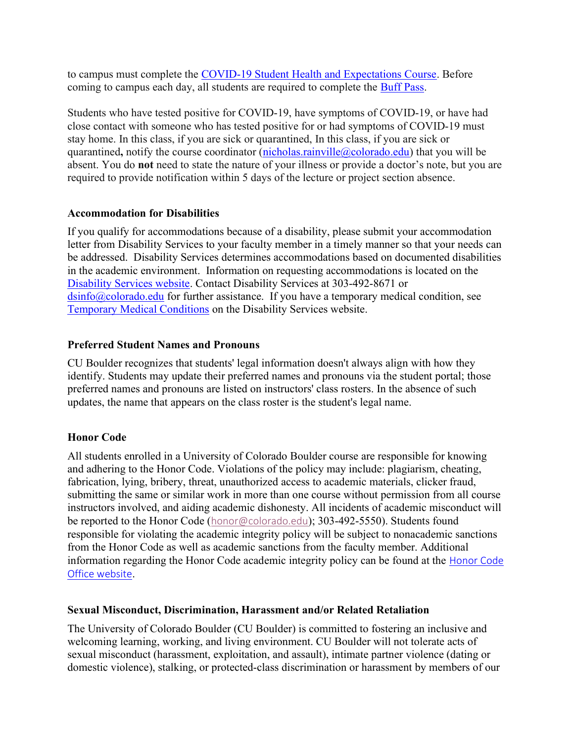to campus must complete the COVID-19 Student Health and Expectations Course. Before coming to campus each day, all students are required to complete the Buff Pass.

Students who have tested positive for COVID-19, have symptoms of COVID-19, or have had close contact with someone who has tested positive for or had symptoms of COVID-19 must stay home. In this class, if you are sick or quarantined, In this class, if you are sick or quarantined**,** notify the course coordinator (nicholas.rainville@colorado.edu) that you will be absent. You do **not** need to state the nature of your illness or provide a doctor's note, but you are required to provide notification within 5 days of the lecture or project section absence.

### Accommodation for Disabilities

If you qualify for accommodations because of a disability, please submit your accommodation letter from Disability Services to your faculty member in a timely manner so that your needs can be addressed. Disability Services determines accommodations based on documented disabilities in the academic environment. Information on requesting accommodations is located on the Disability Services website. Contact Disability Services at 303-492-8671 or dsinfo@colorado.edu for further assistance. If you have a temporary medical condition, see Temporary Medical Conditions on the Disability Services website.

### Preferred Student Names and Pronouns

CU Boulder recognizes that students' legal information doesn't always align with how they identify. Students may update their preferred names and pronouns via the student portal; those preferred names and pronouns are listed on instructors' class rosters. In the absence of such updates, the name that appears on the class roster is the student's legal name.

### Honor Code

All students enrolled in a University of Colorado Boulder course are responsible for knowing and adhering to the Honor Code. Violations of the policy may include: plagiarism, cheating, fabrication, lying, bribery, threat, unauthorized access to academic materials, clicker fraud, submitting the same or similar work in more than one course without permission from all course instructors involved, and aiding academic dishonesty. All incidents of academic misconduct will be reported to the Honor Code (honor@colorado.edu); 303-492-5550). Students found responsible for violating the academic integrity policy will be subject to nonacademic sanctions from the Honor Code as well as academic sanctions from the faculty member. Additional information regarding the Honor Code academic integrity policy can be found at the Honor Code Office website.

### Sexual Misconduct, Discrimination, Harassment and/or Related Retaliation

The University of Colorado Boulder (CU Boulder) is committed to fostering an inclusive and welcoming learning, working, and living environment. CU Boulder will not tolerate acts of sexual misconduct (harassment, exploitation, and assault), intimate partner violence (dating or domestic violence), stalking, or protected-class discrimination or harassment by members of our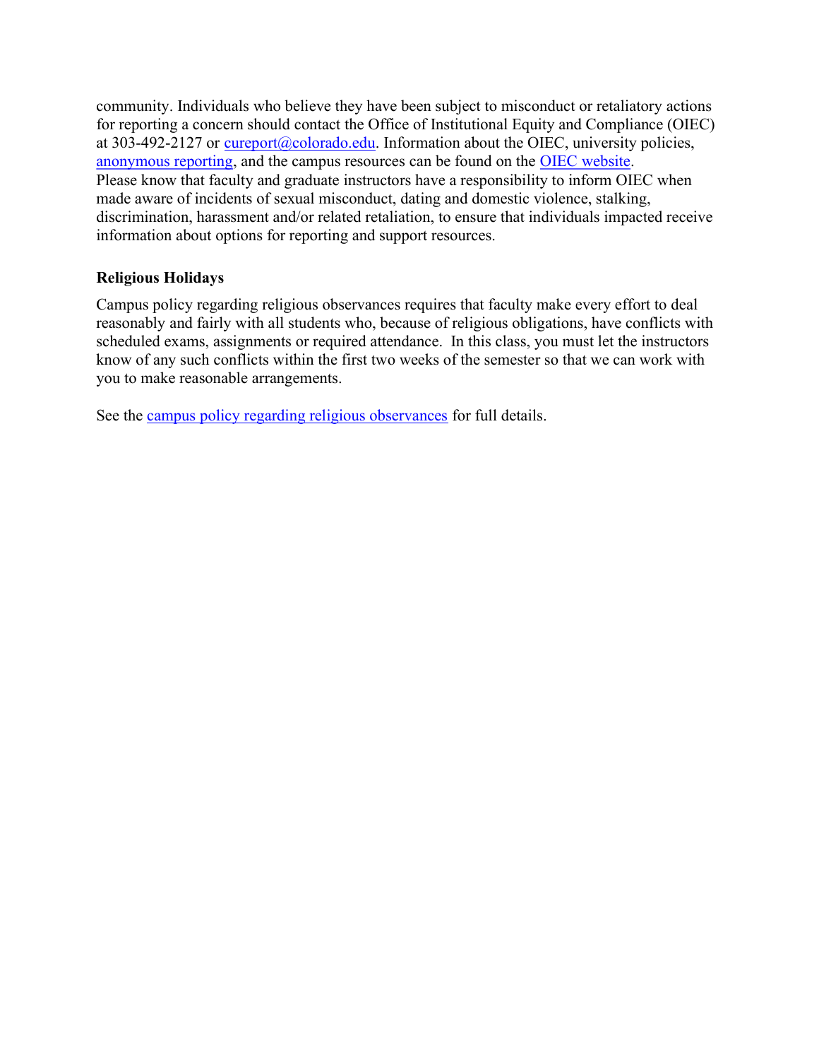community. Individuals who believe they have been subject to misconduct or retaliatory actions for reporting a concern should contact the Office of Institutional Equity and Compliance (OIEC) at 303-492-2127 or cureport@colorado.edu. Information about the OIEC, university policies, anonymous reporting, and the campus resources can be found on the OIEC website.
Please know that faculty and graduate instructors have a responsibility to inform OIEC when made aware of incidents of sexual misconduct, dating and domestic violence, stalking, discrimination, harassment and/or related retaliation, to ensure that individuals impacted receive information about options for reporting and support resources.

**Religious Holidays**

Campus policy regarding religious observances requires that faculty make every effort to deal reasonably and fairly with all students who, because of religious obligations, have conflicts with scheduled exams, assignments or required attendance. In this class, you must let the instructors know of any such conflicts within the first two weeks of the semester so that we can work with you to make reasonable arrangements.

See the campus policy regarding religious observances for full details.